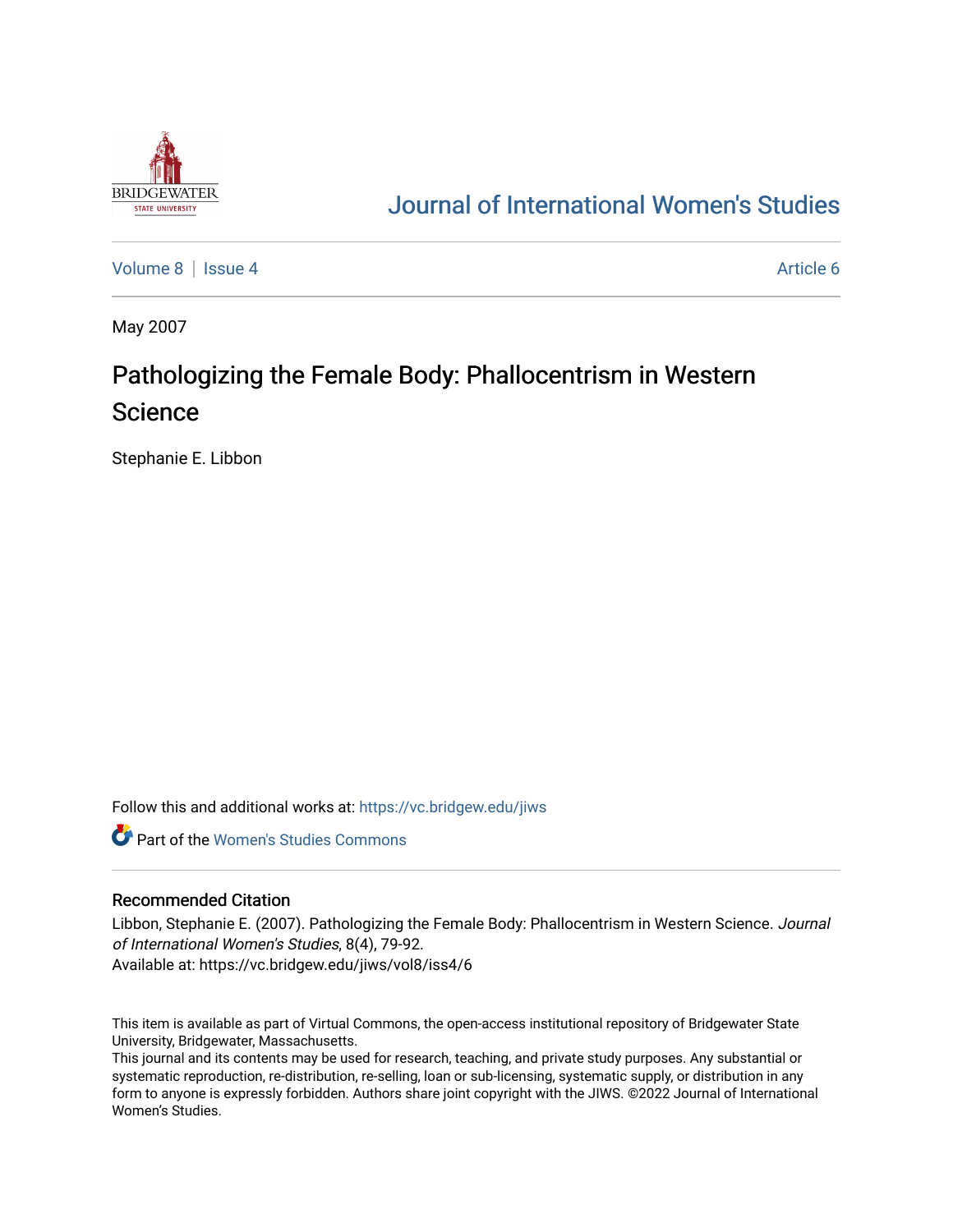# Journal of International Women's Studies

Volume 8 | Issue 4 | Article 6

May 2007

# Pathologizing the Female Body: Phallocentrism in Western Science

Stephanie E. Libbon

Follow this and additional works at: https://vc.bridgew.edu/jiws

Part of the Women's Studies Commons

## Recommended Citation

Libbon, Stephanie E. (2007). Pathologizing the Female Body: Phallocentrism in Western Science. *Journal of International Women's Studies*, 8(4), 79-92.
Available at: https://vc.bridgew.edu/jiws/vol8/iss4/6

This item is available as part of Virtual Commons, the open-access institutional repository of Bridgewater State University, Bridgewater, Massachusetts.
This journal and its contents may be used for research, teaching, and private study purposes. Any substantial or systematic reproduction, re-distribution, re-selling, loan or sub-licensing, systematic supply, or distribution in any form to anyone is expressly forbidden. Authors share joint copyright with the JIWS. ©2022 Journal of International Women's Studies.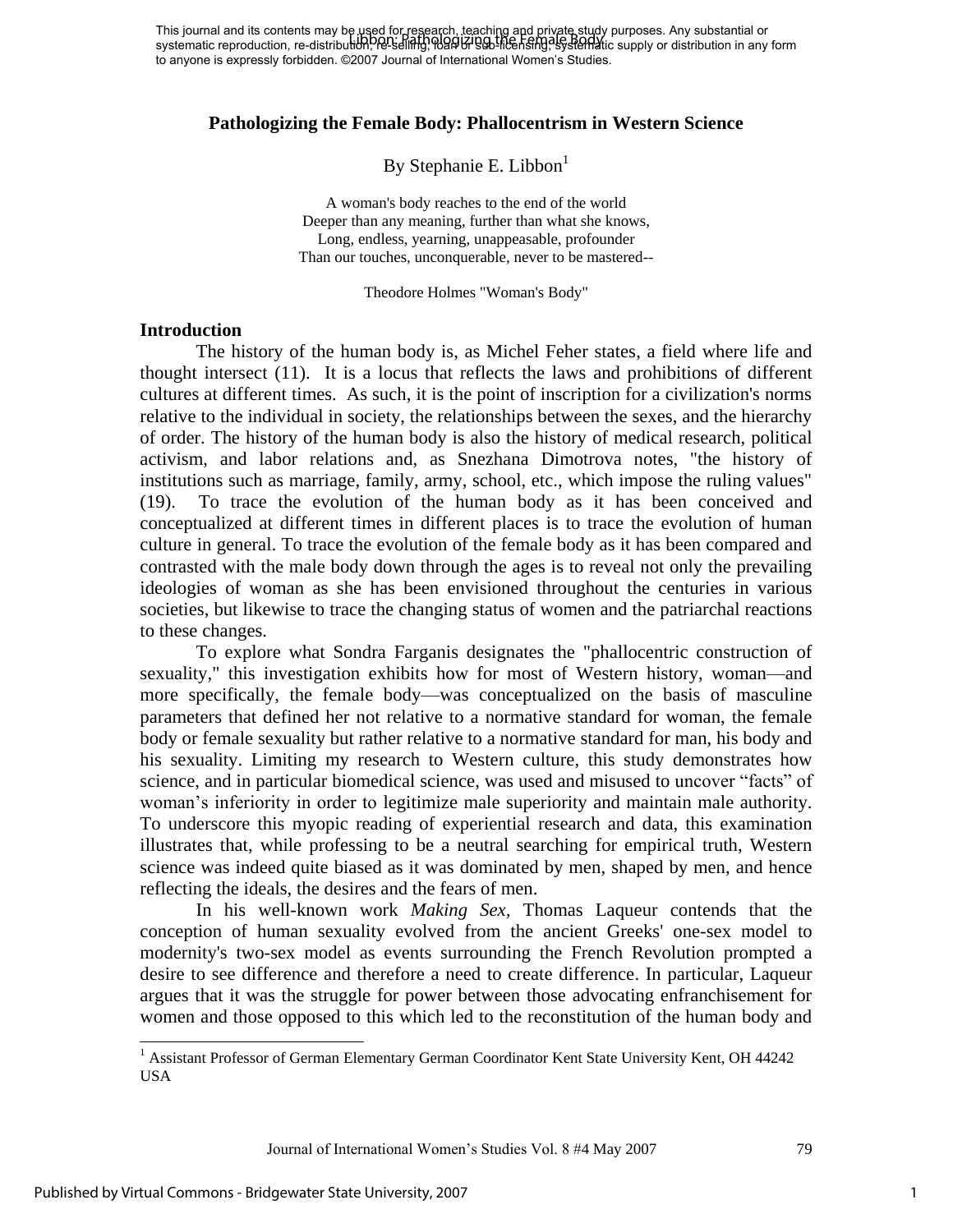This journal and its contents may be used for research, teaching and private study purposes. Any substantial or systematic reproduction, re-distribution, re-selling, loan or sub-licensing, systematic supply or distribution in any form to anyone is expressly forbidden. ©2007 Journal of International Women's Studies.

# Pathologizing the Female Body: Phallocentrism in Western Science

By Stephanie E. Libbon[1]

A woman's body reaches to the end of the world
Deeper than any meaning, further than what she knows,
Long, endless, yearning, unappeasable, profounder
Than our touches, unconquerable, never to be mastered--

Theodore Holmes "Woman's Body"

## Introduction

The history of the human body is, as Michel Feher states, a field where life and thought intersect (11). It is a locus that reflects the laws and prohibitions of different cultures at different times. As such, it is the point of inscription for a civilization's norms relative to the individual in society, the relationships between the sexes, and the hierarchy of order. The history of the human body is also the history of medical research, political activism, and labor relations and, as Snezhana Dimotrova notes, "the history of institutions such as marriage, family, army, school, etc., which impose the ruling values" (19). To trace the evolution of the human body as it has been conceived and conceptualized at different times in different places is to trace the evolution of human culture in general. To trace the evolution of the female body as it has been compared and contrasted with the male body down through the ages is to reveal not only the prevailing ideologies of woman as she has been envisioned throughout the centuries in various societies, but likewise to trace the changing status of women and the patriarchal reactions to these changes.

To explore what Sondra Farganis designates the "phallocentric construction of sexuality," this investigation exhibits how for most of Western history, woman—and more specifically, the female body—was conceptualized on the basis of masculine parameters that defined her not relative to a normative standard for woman, the female body or female sexuality but rather relative to a normative standard for man, his body and his sexuality. Limiting my research to Western culture, this study demonstrates how science, and in particular biomedical science, was used and misused to uncover "facts" of woman's inferiority in order to legitimize male superiority and maintain male authority. To underscore this myopic reading of experiential research and data, this examination illustrates that, while professing to be a neutral searching for empirical truth, Western science was indeed quite biased as it was dominated by men, shaped by men, and hence reflecting the ideals, the desires and the fears of men.

In his well-known work *Making Sex*, Thomas Laqueur contends that the conception of human sexuality evolved from the ancient Greeks' one-sex model to modernity's two-sex model as events surrounding the French Revolution prompted a desire to see difference and therefore a need to create difference. In particular, Laqueur argues that it was the struggle for power between those advocating enfranchisement for women and those opposed to this which led to the reconstitution of the human body and

[1] Assistant Professor of German Elementary German Coordinator Kent State University Kent, OH 44242 USA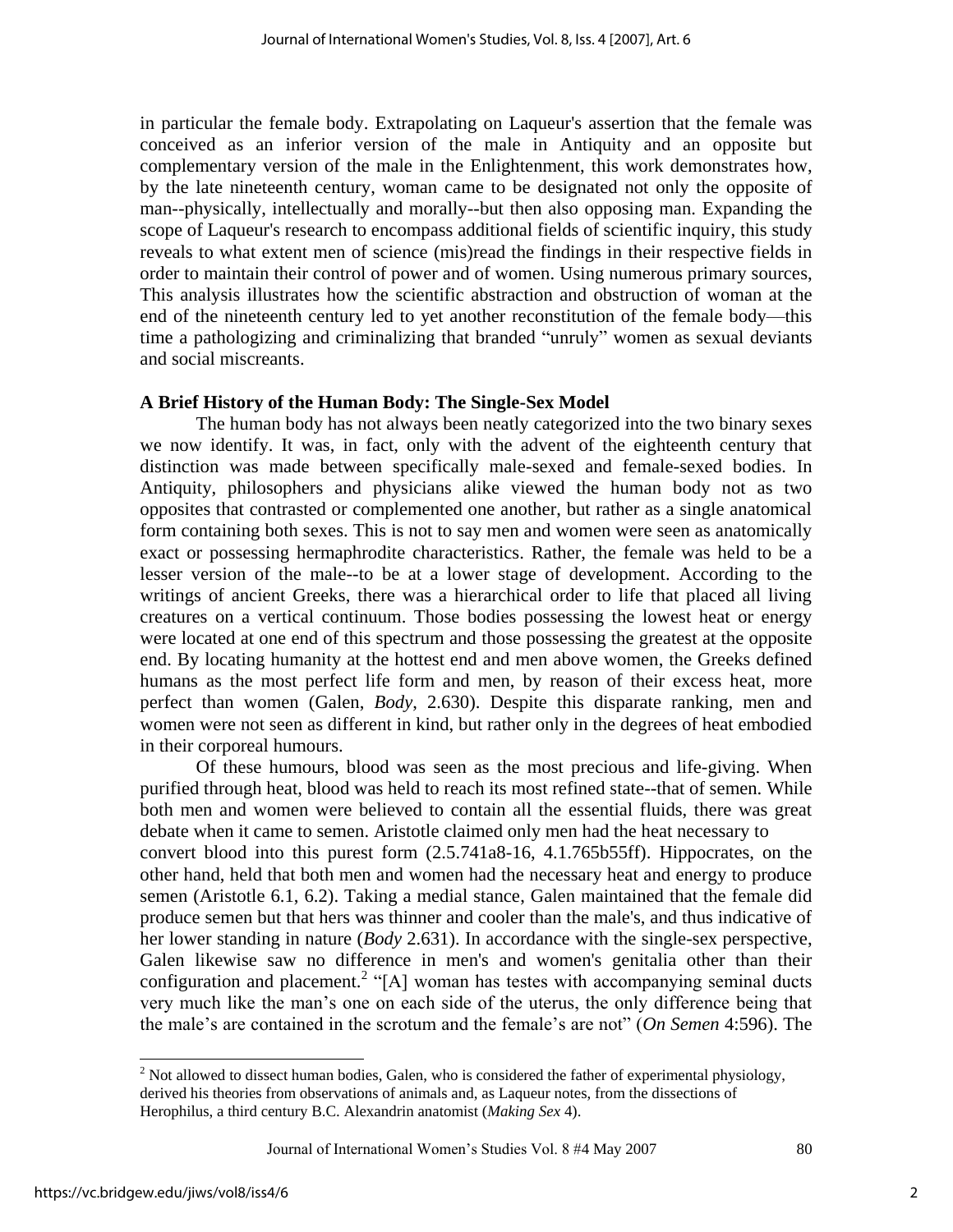in particular the female body. Extrapolating on Laqueur's assertion that the female was conceived as an inferior version of the male in Antiquity and an opposite but complementary version of the male in the Enlightenment, this work demonstrates how, by the late nineteenth century, woman came to be designated not only the opposite of man--physically, intellectually and morally--but then also opposing man. Expanding the scope of Laqueur's research to encompass additional fields of scientific inquiry, this study reveals to what extent men of science (mis)read the findings in their respective fields in order to maintain their control of power and of women. Using numerous primary sources, This analysis illustrates how the scientific abstraction and obstruction of woman at the end of the nineteenth century led to yet another reconstitution of the female body—this time a pathologizing and criminalizing that branded "unruly" women as sexual deviants and social miscreants.

**A Brief History of the Human Body: The Single-Sex Model**

The human body has not always been neatly categorized into the two binary sexes we now identify. It was, in fact, only with the advent of the eighteenth century that distinction was made between specifically male-sexed and female-sexed bodies. In Antiquity, philosophers and physicians alike viewed the human body not as two opposites that contrasted or complemented one another, but rather as a single anatomical form containing both sexes. This is not to say men and women were seen as anatomically exact or possessing hermaphrodite characteristics. Rather, the female was held to be a lesser version of the male--to be at a lower stage of development. According to the writings of ancient Greeks, there was a hierarchical order to life that placed all living creatures on a vertical continuum. Those bodies possessing the lowest heat or energy were located at one end of this spectrum and those possessing the greatest at the opposite end. By locating humanity at the hottest end and men above women, the Greeks defined humans as the most perfect life form and men, by reason of their excess heat, more perfect than women (Galen, *Body*, 2.630). Despite this disparate ranking, men and women were not seen as different in kind, but rather only in the degrees of heat embodied in their corporeal humours.

Of these humours, blood was seen as the most precious and life-giving. When purified through heat, blood was held to reach its most refined state--that of semen. While both men and women were believed to contain all the essential fluids, there was great debate when it came to semen. Aristotle claimed only men had the heat necessary to convert blood into this purest form (2.5.741a8-16, 4.1.765b55ff). Hippocrates, on the other hand, held that both men and women had the necessary heat and energy to produce semen (Aristotle 6.1, 6.2). Taking a medial stance, Galen maintained that the female did produce semen but that hers was thinner and cooler than the male's, and thus indicative of her lower standing in nature (*Body* 2.631). In accordance with the single-sex perspective, Galen likewise saw no difference in men's and women's genitalia other than their configuration and placement.[2] "[A] woman has testes with accompanying seminal ducts very much like the man's one on each side of the uterus, the only difference being that the male's are contained in the scrotum and the female's are not" (*On Semen* 4:596). The

[2] Not allowed to dissect human bodies, Galen, who is considered the father of experimental physiology, derived his theories from observations of animals and, as Laqueur notes, from the dissections of Herophilus, a third century B.C. Alexandrin anatomist (*Making Sex* 4).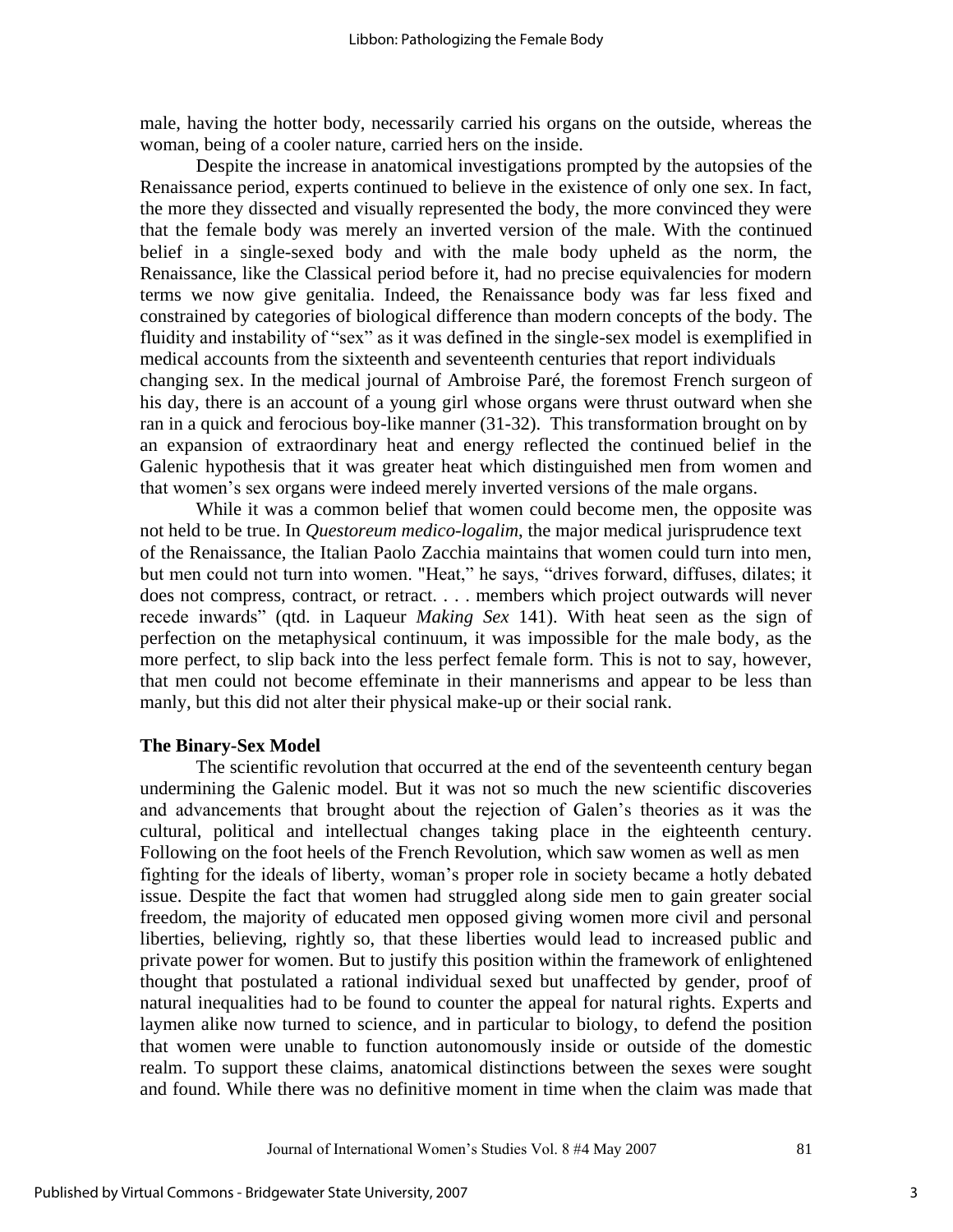male, having the hotter body, necessarily carried his organs on the outside, whereas the woman, being of a cooler nature, carried hers on the inside.

Despite the increase in anatomical investigations prompted by the autopsies of the Renaissance period, experts continued to believe in the existence of only one sex. In fact, the more they dissected and visually represented the body, the more convinced they were that the female body was merely an inverted version of the male. With the continued belief in a single-sexed body and with the male body upheld as the norm, the Renaissance, like the Classical period before it, had no precise equivalencies for modern terms we now give genitalia. Indeed, the Renaissance body was far less fixed and constrained by categories of biological difference than modern concepts of the body. The fluidity and instability of "sex" as it was defined in the single-sex model is exemplified in medical accounts from the sixteenth and seventeenth centuries that report individuals changing sex. In the medical journal of Ambroise Paré, the foremost French surgeon of his day, there is an account of a young girl whose organs were thrust outward when she ran in a quick and ferocious boy-like manner (31-32). This transformation brought on by an expansion of extraordinary heat and energy reflected the continued belief in the Galenic hypothesis that it was greater heat which distinguished men from women and that women's sex organs were indeed merely inverted versions of the male organs.

While it was a common belief that women could become men, the opposite was not held to be true. In *Questoreum medico-logalim*, the major medical jurisprudence text of the Renaissance, the Italian Paolo Zacchia maintains that women could turn into men, but men could not turn into women. "Heat," he says, "drives forward, diffuses, dilates; it does not compress, contract, or retract. . . . members which project outwards will never recede inwards" (qtd. in Laqueur *Making Sex* 141). With heat seen as the sign of perfection on the metaphysical continuum, it was impossible for the male body, as the more perfect, to slip back into the less perfect female form. This is not to say, however, that men could not become effeminate in their mannerisms and appear to be less than manly, but this did not alter their physical make-up or their social rank.

**The Binary-Sex Model**

The scientific revolution that occurred at the end of the seventeenth century began undermining the Galenic model. But it was not so much the new scientific discoveries and advancements that brought about the rejection of Galen's theories as it was the cultural, political and intellectual changes taking place in the eighteenth century. Following on the foot heels of the French Revolution, which saw women as well as men fighting for the ideals of liberty, woman's proper role in society became a hotly debated issue. Despite the fact that women had struggled along side men to gain greater social freedom, the majority of educated men opposed giving women more civil and personal liberties, believing, rightly so, that these liberties would lead to increased public and private power for women. But to justify this position within the framework of enlightened thought that postulated a rational individual sexed but unaffected by gender, proof of natural inequalities had to be found to counter the appeal for natural rights. Experts and laymen alike now turned to science, and in particular to biology, to defend the position that women were unable to function autonomously inside or outside of the domestic realm. To support these claims, anatomical distinctions between the sexes were sought and found. While there was no definitive moment in time when the claim was made that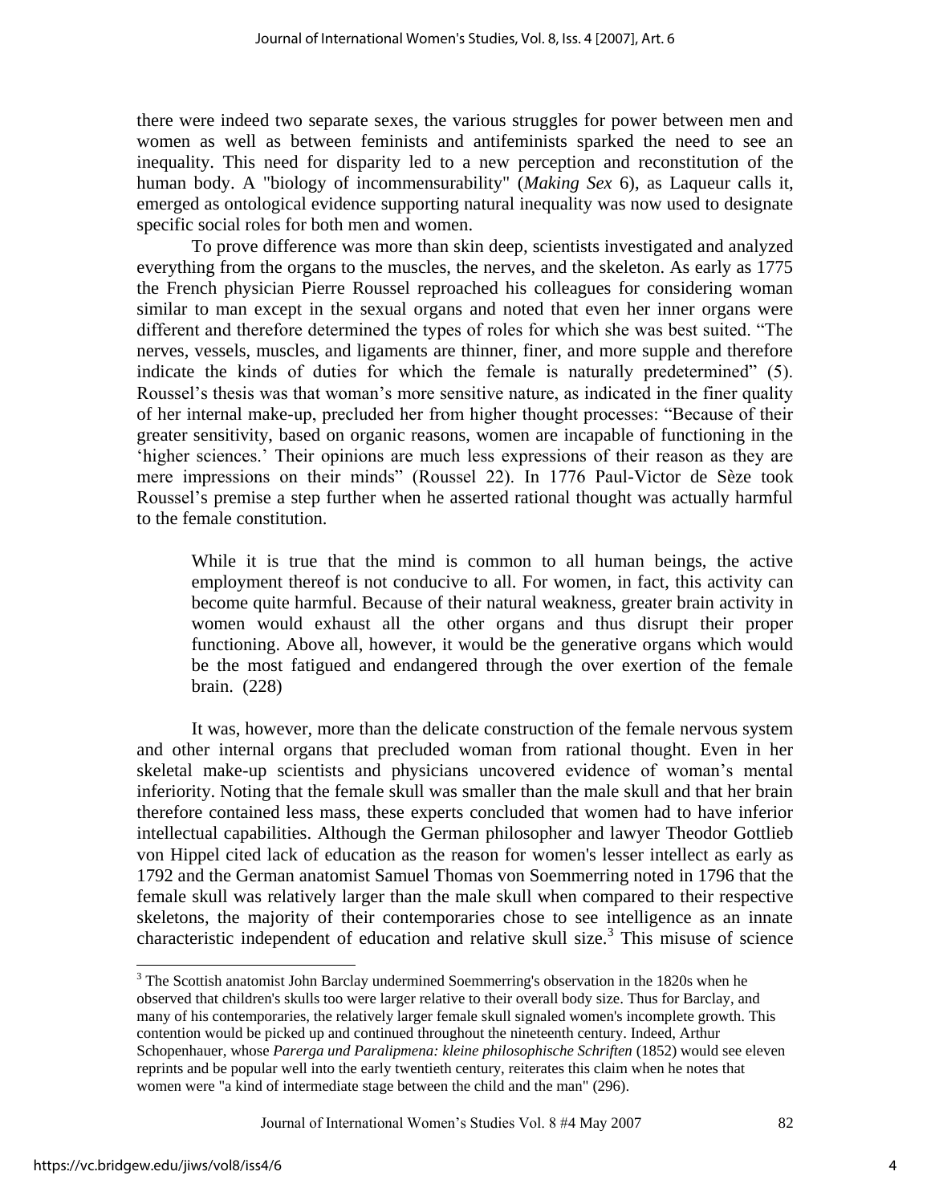there were indeed two separate sexes, the various struggles for power between men and women as well as between feminists and antifeminists sparked the need to see an inequality. This need for disparity led to a new perception and reconstitution of the human body. A "biology of incommensurability" (*Making Sex* 6), as Laqueur calls it, emerged as ontological evidence supporting natural inequality was now used to designate specific social roles for both men and women.

To prove difference was more than skin deep, scientists investigated and analyzed everything from the organs to the muscles, the nerves, and the skeleton. As early as 1775 the French physician Pierre Roussel reproached his colleagues for considering woman similar to man except in the sexual organs and noted that even her inner organs were different and therefore determined the types of roles for which she was best suited. "The nerves, vessels, muscles, and ligaments are thinner, finer, and more supple and therefore indicate the kinds of duties for which the female is naturally predetermined" (5). Roussel's thesis was that woman's more sensitive nature, as indicated in the finer quality of her internal make-up, precluded her from higher thought processes: "Because of their greater sensitivity, based on organic reasons, women are incapable of functioning in the 'higher sciences.' Their opinions are much less expressions of their reason as they are mere impressions on their minds" (Roussel 22). In 1776 Paul-Victor de Sèze took Roussel's premise a step further when he asserted rational thought was actually harmful to the female constitution.

> While it is true that the mind is common to all human beings, the active employment thereof is not conducive to all. For women, in fact, this activity can become quite harmful. Because of their natural weakness, greater brain activity in women would exhaust all the other organs and thus disrupt their proper functioning. Above all, however, it would be the generative organs which would be the most fatigued and endangered through the over exertion of the female brain. (228)

It was, however, more than the delicate construction of the female nervous system and other internal organs that precluded woman from rational thought. Even in her skeletal make-up scientists and physicians uncovered evidence of woman's mental inferiority. Noting that the female skull was smaller than the male skull and that her brain therefore contained less mass, these experts concluded that women had to have inferior intellectual capabilities. Although the German philosopher and lawyer Theodor Gottlieb von Hippel cited lack of education as the reason for women's lesser intellect as early as 1792 and the German anatomist Samuel Thomas von Soemmerring noted in 1796 that the female skull was relatively larger than the male skull when compared to their respective skeletons, the majority of their contemporaries chose to see intelligence as an innate characteristic independent of education and relative skull size.[3] This misuse of science

[3] The Scottish anatomist John Barclay undermined Soemmerring's observation in the 1820s when he observed that children's skulls too were larger relative to their overall body size. Thus for Barclay, and many of his contemporaries, the relatively larger female skull signaled women's incomplete growth. This contention would be picked up and continued throughout the nineteenth century. Indeed, Arthur Schopenhauer, whose *Parerga und Paralipmena: kleine philosophische Schriften* (1852) would see eleven reprints and be popular well into the early twentieth century, reiterates this claim when he notes that women were "a kind of intermediate stage between the child and the man" (296).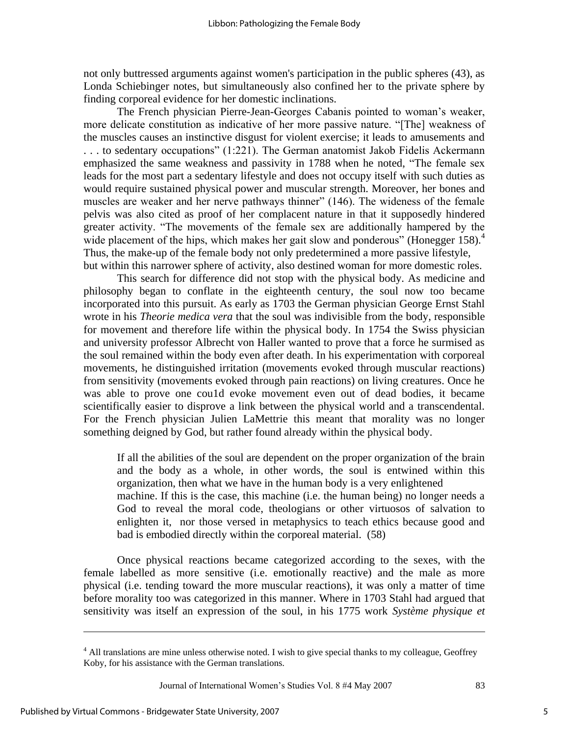not only buttressed arguments against women's participation in the public spheres (43), as Londa Schiebinger notes, but simultaneously also confined her to the private sphere by finding corporeal evidence for her domestic inclinations.

The French physician Pierre-Jean-Georges Cabanis pointed to woman's weaker, more delicate constitution as indicative of her more passive nature. "[The] weakness of the muscles causes an instinctive disgust for violent exercise; it leads to amusements and . . . to sedentary occupations" (1:221). The German anatomist Jakob Fidelis Ackermann emphasized the same weakness and passivity in 1788 when he noted, "The female sex leads for the most part a sedentary lifestyle and does not occupy itself with such duties as would require sustained physical power and muscular strength. Moreover, her bones and muscles are weaker and her nerve pathways thinner" (146). The wideness of the female pelvis was also cited as proof of her complacent nature in that it supposedly hindered greater activity. "The movements of the female sex are additionally hampered by the wide placement of the hips, which makes her gait slow and ponderous" (Honegger 158).[4] Thus, the make-up of the female body not only predetermined a more passive lifestyle, but within this narrower sphere of activity, also destined woman for more domestic roles.

This search for difference did not stop with the physical body. As medicine and philosophy began to conflate in the eighteenth century, the soul now too became incorporated into this pursuit. As early as 1703 the German physician George Ernst Stahl wrote in his *Theorie medica vera* that the soul was indivisible from the body, responsible for movement and therefore life within the physical body. In 1754 the Swiss physician and university professor Albrecht von Haller wanted to prove that a force he surmised as the soul remained within the body even after death. In his experimentation with corporeal movements, he distinguished irritation (movements evoked through muscular reactions) from sensitivity (movements evoked through pain reactions) on living creatures. Once he was able to prove one cou1d evoke movement even out of dead bodies, it became scientifically easier to disprove a link between the physical world and a transcendental. For the French physician Julien LaMettrie this meant that morality was no longer something deigned by God, but rather found already within the physical body.

> If all the abilities of the soul are dependent on the proper organization of the brain and the body as a whole, in other words, the soul is entwined within this organization, then what we have in the human body is a very enlightened machine. If this is the case, this machine (i.e. the human being) no longer needs a God to reveal the moral code, theologians or other virtuosos of salvation to enlighten it, nor those versed in metaphysics to teach ethics because good and bad is embodied directly within the corporeal material. (58)

Once physical reactions became categorized according to the sexes, with the female labelled as more sensitive (i.e. emotionally reactive) and the male as more physical (i.e. tending toward the more muscular reactions), it was only a matter of time before morality too was categorized in this manner. Where in 1703 Stahl had argued that sensitivity was itself an expression of the soul, in his 1775 work *Système physique et*

---

[4] All translations are mine unless otherwise noted. I wish to give special thanks to my colleague, Geoffrey Koby, for his assistance with the German translations.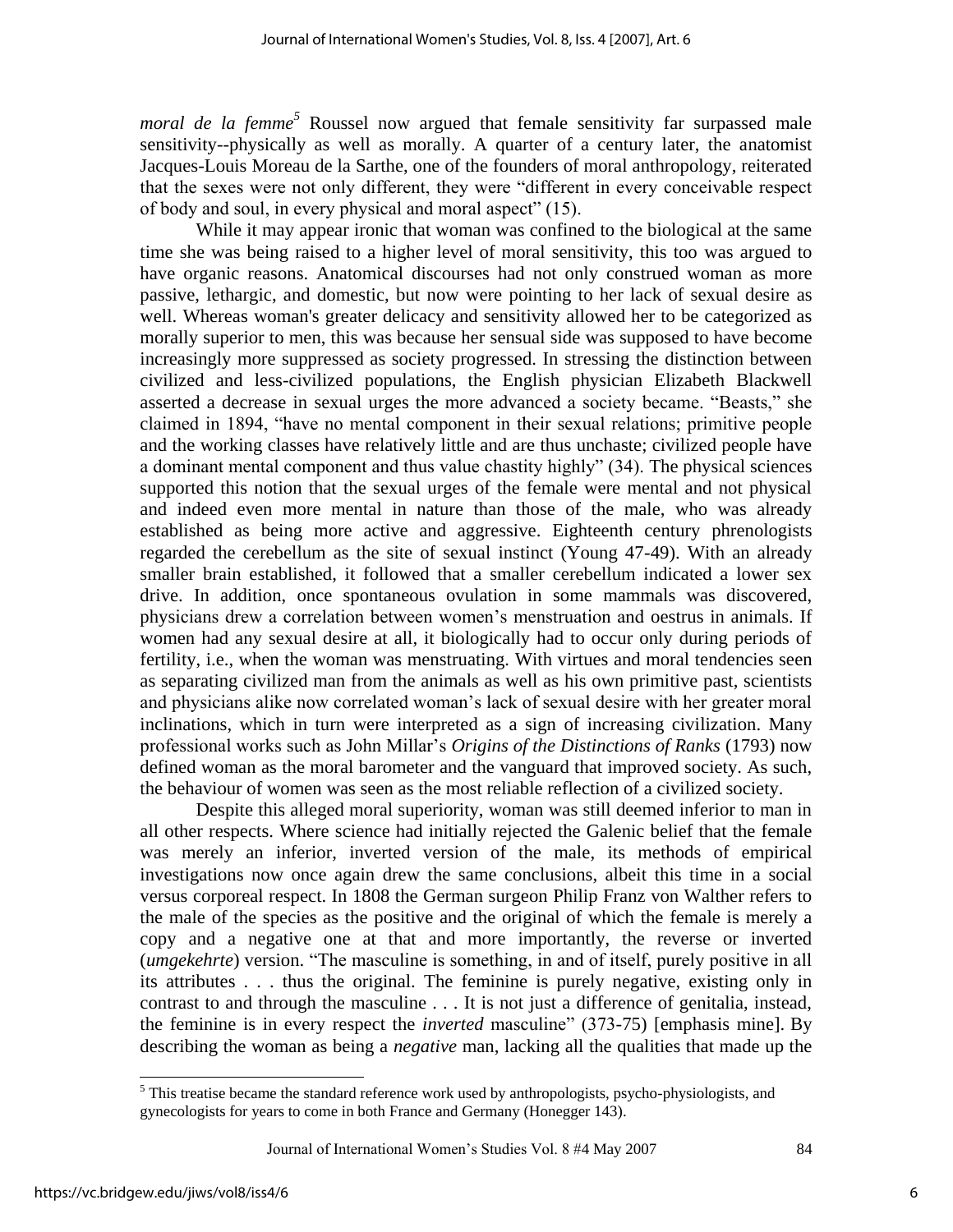*moral de la femme*[5] Roussel now argued that female sensitivity far surpassed male sensitivity--physically as well as morally. A quarter of a century later, the anatomist Jacques-Louis Moreau de la Sarthe, one of the founders of moral anthropology, reiterated that the sexes were not only different, they were "different in every conceivable respect of body and soul, in every physical and moral aspect" (15).

While it may appear ironic that woman was confined to the biological at the same time she was being raised to a higher level of moral sensitivity, this too was argued to have organic reasons. Anatomical discourses had not only construed woman as more passive, lethargic, and domestic, but now were pointing to her lack of sexual desire as well. Whereas woman's greater delicacy and sensitivity allowed her to be categorized as morally superior to men, this was because her sensual side was supposed to have become increasingly more suppressed as society progressed. In stressing the distinction between civilized and less-civilized populations, the English physician Elizabeth Blackwell asserted a decrease in sexual urges the more advanced a society became. "Beasts," she claimed in 1894, "have no mental component in their sexual relations; primitive people and the working classes have relatively little and are thus unchaste; civilized people have a dominant mental component and thus value chastity highly" (34). The physical sciences supported this notion that the sexual urges of the female were mental and not physical and indeed even more mental in nature than those of the male, who was already established as being more active and aggressive. Eighteenth century phrenologists regarded the cerebellum as the site of sexual instinct (Young 47-49). With an already smaller brain established, it followed that a smaller cerebellum indicated a lower sex drive. In addition, once spontaneous ovulation in some mammals was discovered, physicians drew a correlation between women's menstruation and oestrus in animals. If women had any sexual desire at all, it biologically had to occur only during periods of fertility, i.e., when the woman was menstruating. With virtues and moral tendencies seen as separating civilized man from the animals as well as his own primitive past, scientists and physicians alike now correlated woman's lack of sexual desire with her greater moral inclinations, which in turn were interpreted as a sign of increasing civilization. Many professional works such as John Millar's *Origins of the Distinctions of Ranks* (1793) now defined woman as the moral barometer and the vanguard that improved society. As such, the behaviour of women was seen as the most reliable reflection of a civilized society.

Despite this alleged moral superiority, woman was still deemed inferior to man in all other respects. Where science had initially rejected the Galenic belief that the female was merely an inferior, inverted version of the male, its methods of empirical investigations now once again drew the same conclusions, albeit this time in a social versus corporeal respect. In 1808 the German surgeon Philip Franz von Walther refers to the male of the species as the positive and the original of which the female is merely a copy and a negative one at that and more importantly, the reverse or inverted (*umgekehrte*) version. "The masculine is something, in and of itself, purely positive in all its attributes . . . thus the original. The feminine is purely negative, existing only in contrast to and through the masculine . . . It is not just a difference of genitalia, instead, the feminine is in every respect the *inverted* masculine" (373-75) [emphasis mine]. By describing the woman as being a *negative* man, lacking all the qualities that made up the

---

[5] This treatise became the standard reference work used by anthropologists, psycho-physiologists, and gynecologists for years to come in both France and Germany (Honegger 143).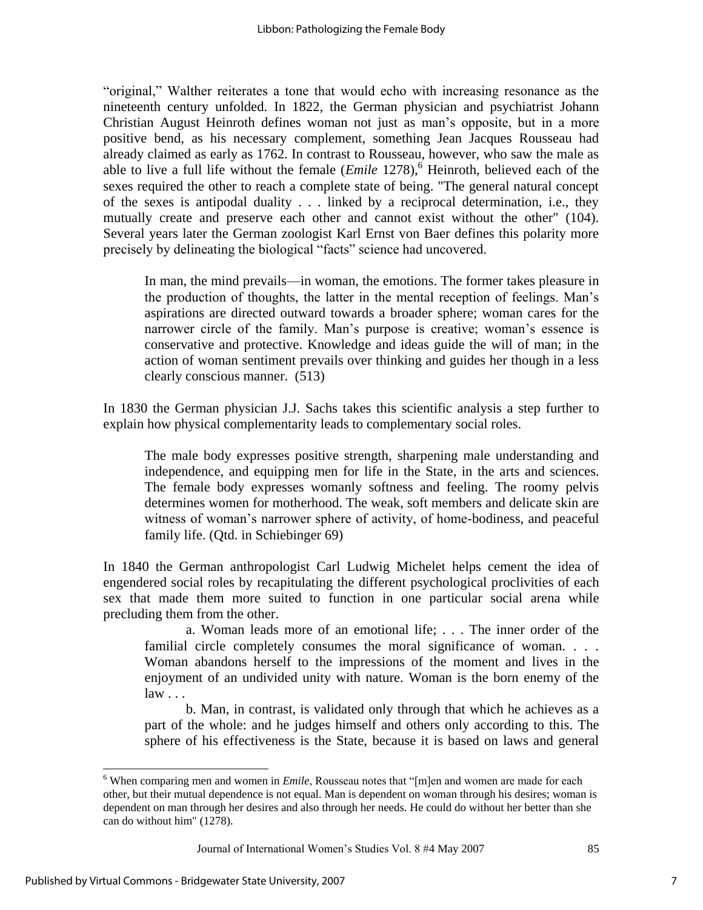"original," Walther reiterates a tone that would echo with increasing resonance as the nineteenth century unfolded. In 1822, the German physician and psychiatrist Johann Christian August Heinroth defines woman not just as man's opposite, but in a more positive bend, as his necessary complement, something Jean Jacques Rousseau had already claimed as early as 1762. In contrast to Rousseau, however, who saw the male as able to live a full life without the female (*Emile* 1278),[6] Heinroth, believed each of the sexes required the other to reach a complete state of being. "The general natural concept of the sexes is antipodal duality . . . linked by a reciprocal determination, i.e., they mutually create and preserve each other and cannot exist without the other" (104). Several years later the German zoologist Karl Ernst von Baer defines this polarity more precisely by delineating the biological "facts" science had uncovered.

> In man, the mind prevails—in woman, the emotions. The former takes pleasure in the production of thoughts, the latter in the mental reception of feelings. Man's aspirations are directed outward towards a broader sphere; woman cares for the narrower circle of the family. Man's purpose is creative; woman's essence is conservative and protective. Knowledge and ideas guide the will of man; in the action of woman sentiment prevails over thinking and guides her though in a less clearly conscious manner. (513)

In 1830 the German physician J.J. Sachs takes this scientific analysis a step further to explain how physical complementarity leads to complementary social roles.

> The male body expresses positive strength, sharpening male understanding and independence, and equipping men for life in the State, in the arts and sciences. The female body expresses womanly softness and feeling. The roomy pelvis determines women for motherhood. The weak, soft members and delicate skin are witness of woman's narrower sphere of activity, of home-bodiness, and peaceful family life. (Qtd. in Schiebinger 69)

In 1840 the German anthropologist Carl Ludwig Michelet helps cement the idea of engendered social roles by recapitulating the different psychological proclivities of each sex that made them more suited to function in one particular social arena while precluding them from the other.

> a. Woman leads more of an emotional life; . . . The inner order of the familial circle completely consumes the moral significance of woman. . . . Woman abandons herself to the impressions of the moment and lives in the enjoyment of an undivided unity with nature. Woman is the born enemy of the law . . .
>
> b. Man, in contrast, is validated only through that which he achieves as a part of the whole: and he judges himself and others only according to this. The sphere of his effectiveness is the State, because it is based on laws and general

---

[6] When comparing men and women in *Emile*, Rousseau notes that "[m]en and women are made for each other, but their mutual dependence is not equal. Man is dependent on woman through his desires; woman is dependent on man through her desires and also through her needs. He could do without her better than she can do without him" (1278).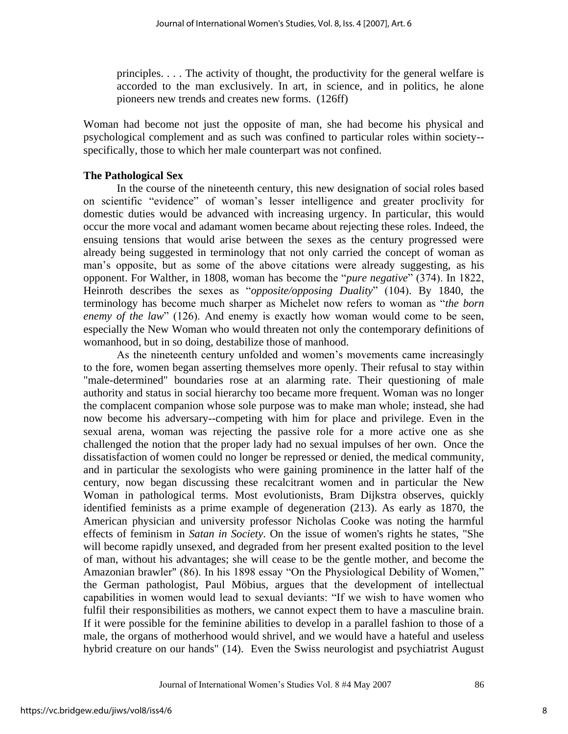principles. . . . The activity of thought, the productivity for the general welfare is accorded to the man exclusively. In art, in science, and in politics, he alone pioneers new trends and creates new forms. (126ff)

Woman had become not just the opposite of man, she had become his physical and psychological complement and as such was confined to particular roles within society--specifically, those to which her male counterpart was not confined.

**The Pathological Sex**

In the course of the nineteenth century, this new designation of social roles based on scientific "evidence" of woman's lesser intelligence and greater proclivity for domestic duties would be advanced with increasing urgency. In particular, this would occur the more vocal and adamant women became about rejecting these roles. Indeed, the ensuing tensions that would arise between the sexes as the century progressed were already being suggested in terminology that not only carried the concept of woman as man's opposite, but as some of the above citations were already suggesting, as his opponent. For Walther, in 1808, woman has become the "*pure negative*" (374). In 1822, Heinroth describes the sexes as "*opposite/opposing Duality*" (104). By 1840, the terminology has become much sharper as Michelet now refers to woman as "*the born enemy of the law*" (126). And enemy is exactly how woman would come to be seen, especially the New Woman who would threaten not only the contemporary definitions of womanhood, but in so doing, destabilize those of manhood.

As the nineteenth century unfolded and women's movements came increasingly to the fore, women began asserting themselves more openly. Their refusal to stay within "male-determined" boundaries rose at an alarming rate. Their questioning of male authority and status in social hierarchy too became more frequent. Woman was no longer the complacent companion whose sole purpose was to make man whole; instead, she had now become his adversary--competing with him for place and privilege. Even in the sexual arena, woman was rejecting the passive role for a more active one as she challenged the notion that the proper lady had no sexual impulses of her own. Once the dissatisfaction of women could no longer be repressed or denied, the medical community, and in particular the sexologists who were gaining prominence in the latter half of the century, now began discussing these recalcitrant women and in particular the New Woman in pathological terms. Most evolutionists, Bram Dijkstra observes, quickly identified feminists as a prime example of degeneration (213). As early as 1870, the American physician and university professor Nicholas Cooke was noting the harmful effects of feminism in *Satan in Society*. On the issue of women's rights he states, "She will become rapidly unsexed, and degraded from her present exalted position to the level of man, without his advantages; she will cease to be the gentle mother, and become the Amazonian brawler" (86). In his 1898 essay "On the Physiological Debility of Women," the German pathologist, Paul Möbius, argues that the development of intellectual capabilities in women would lead to sexual deviants: "If we wish to have women who fulfil their responsibilities as mothers, we cannot expect them to have a masculine brain. If it were possible for the feminine abilities to develop in a parallel fashion to those of a male, the organs of motherhood would shrivel, and we would have a hateful and useless hybrid creature on our hands" (14). Even the Swiss neurologist and psychiatrist August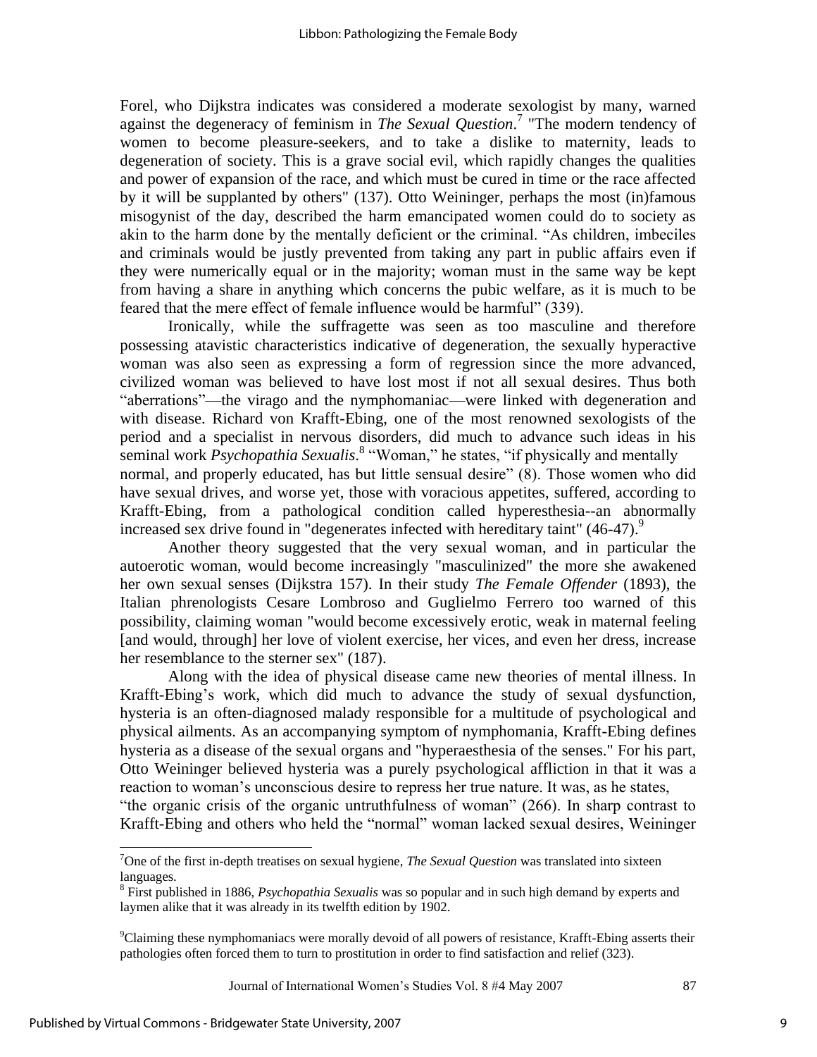Forel, who Dijkstra indicates was considered a moderate sexologist by many, warned against the degeneracy of feminism in *The Sexual Question*.[7] "The modern tendency of women to become pleasure-seekers, and to take a dislike to maternity, leads to degeneration of society. This is a grave social evil, which rapidly changes the qualities and power of expansion of the race, and which must be cured in time or the race affected by it will be supplanted by others" (137). Otto Weininger, perhaps the most (in)famous misogynist of the day, described the harm emancipated women could do to society as akin to the harm done by the mentally deficient or the criminal. "As children, imbeciles and criminals would be justly prevented from taking any part in public affairs even if they were numerically equal or in the majority; woman must in the same way be kept from having a share in anything which concerns the pubic welfare, as it is much to be feared that the mere effect of female influence would be harmful" (339).

Ironically, while the suffragette was seen as too masculine and therefore possessing atavistic characteristics indicative of degeneration, the sexually hyperactive woman was also seen as expressing a form of regression since the more advanced, civilized woman was believed to have lost most if not all sexual desires. Thus both "aberrations"—the virago and the nymphomaniac—were linked with degeneration and with disease. Richard von Krafft-Ebing, one of the most renowned sexologists of the period and a specialist in nervous disorders, did much to advance such ideas in his seminal work *Psychopathia Sexualis*.[8] "Woman," he states, "if physically and mentally normal, and properly educated, has but little sensual desire" (8). Those women who did have sexual drives, and worse yet, those with voracious appetites, suffered, according to Krafft-Ebing, from a pathological condition called hyperesthesia--an abnormally increased sex drive found in "degenerates infected with hereditary taint" (46-47).[9]

Another theory suggested that the very sexual woman, and in particular the autoerotic woman, would become increasingly "masculinized" the more she awakened her own sexual senses (Dijkstra 157). In their study *The Female Offender* (1893), the Italian phrenologists Cesare Lombroso and Guglielmo Ferrero too warned of this possibility, claiming woman "would become excessively erotic, weak in maternal feeling [and would, through] her love of violent exercise, her vices, and even her dress, increase her resemblance to the sterner sex" (187).

Along with the idea of physical disease came new theories of mental illness. In Krafft-Ebing's work, which did much to advance the study of sexual dysfunction, hysteria is an often-diagnosed malady responsible for a multitude of psychological and physical ailments. As an accompanying symptom of nymphomania, Krafft-Ebing defines hysteria as a disease of the sexual organs and "hyperaesthesia of the senses." For his part, Otto Weininger believed hysteria was a purely psychological affliction in that it was a reaction to woman's unconscious desire to repress her true nature. It was, as he states, "the organic crisis of the organic untruthfulness of woman" (266). In sharp contrast to Krafft-Ebing and others who held the "normal" woman lacked sexual desires, Weininger

[7] One of the first in-depth treatises on sexual hygiene, *The Sexual Question* was translated into sixteen languages.

[8] First published in 1886, *Psychopathia Sexualis* was so popular and in such high demand by experts and laymen alike that it was already in its twelfth edition by 1902.

[9] Claiming these nymphomaniacs were morally devoid of all powers of resistance, Krafft-Ebing asserts their pathologies often forced them to turn to prostitution in order to find satisfaction and relief (323).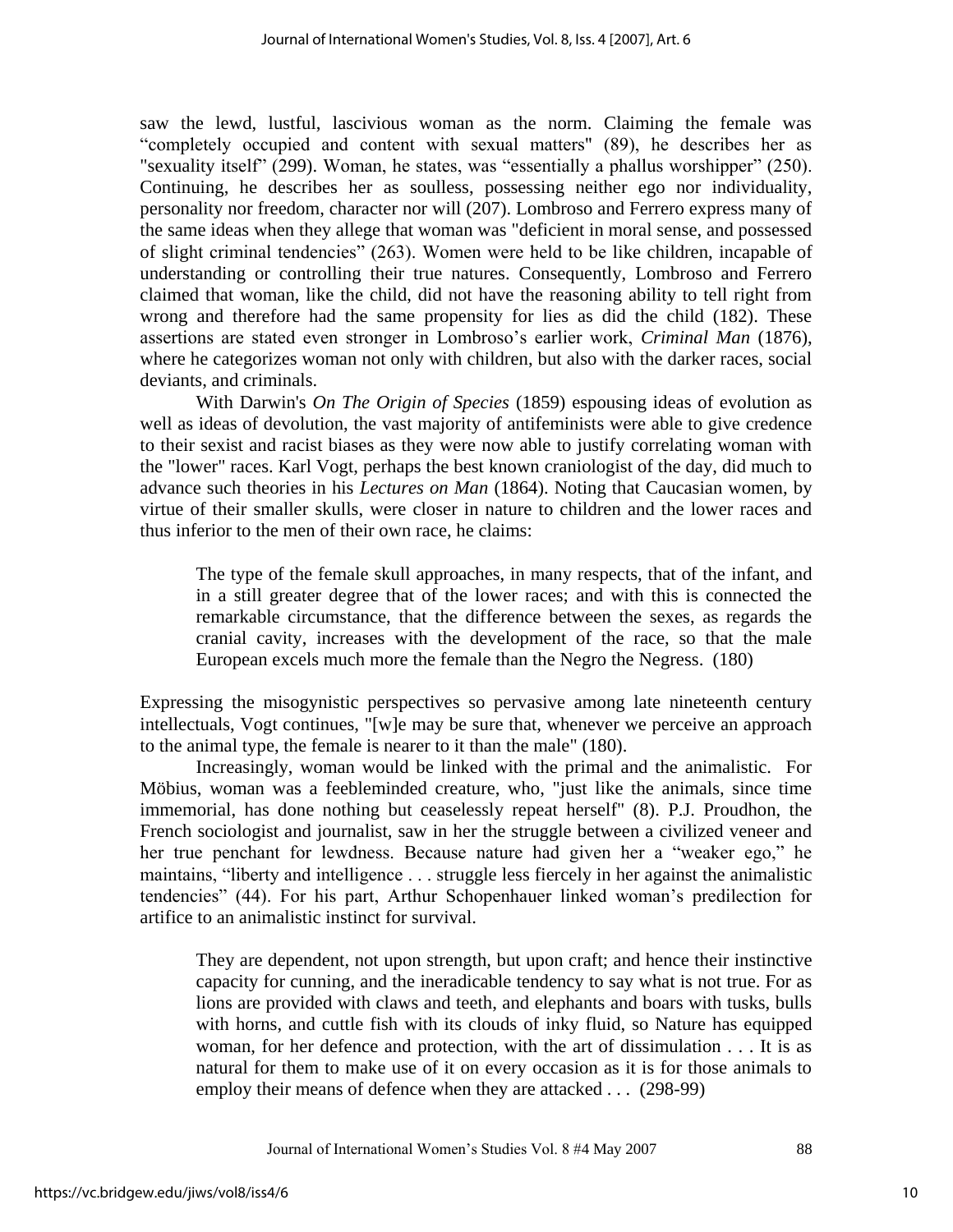saw the lewd, lustful, lascivious woman as the norm. Claiming the female was "completely occupied and content with sexual matters" (89), he describes her as "sexuality itself" (299). Woman, he states, was "essentially a phallus worshipper" (250). Continuing, he describes her as soulless, possessing neither ego nor individuality, personality nor freedom, character nor will (207). Lombroso and Ferrero express many of the same ideas when they allege that woman was "deficient in moral sense, and possessed of slight criminal tendencies" (263). Women were held to be like children, incapable of understanding or controlling their true natures. Consequently, Lombroso and Ferrero claimed that woman, like the child, did not have the reasoning ability to tell right from wrong and therefore had the same propensity for lies as did the child (182). These assertions are stated even stronger in Lombroso's earlier work, *Criminal Man* (1876), where he categorizes woman not only with children, but also with the darker races, social deviants, and criminals.

With Darwin's *On The Origin of Species* (1859) espousing ideas of evolution as well as ideas of devolution, the vast majority of antifeminists were able to give credence to their sexist and racist biases as they were now able to justify correlating woman with the "lower" races. Karl Vogt, perhaps the best known craniologist of the day, did much to advance such theories in his *Lectures on Man* (1864). Noting that Caucasian women, by virtue of their smaller skulls, were closer in nature to children and the lower races and thus inferior to the men of their own race, he claims:

> The type of the female skull approaches, in many respects, that of the infant, and in a still greater degree that of the lower races; and with this is connected the remarkable circumstance, that the difference between the sexes, as regards the cranial cavity, increases with the development of the race, so that the male European excels much more the female than the Negro the Negress. (180)

Expressing the misogynistic perspectives so pervasive among late nineteenth century intellectuals, Vogt continues, "[w]e may be sure that, whenever we perceive an approach to the animal type, the female is nearer to it than the male" (180).

Increasingly, woman would be linked with the primal and the animalistic. For Möbius, woman was a feebleminded creature, who, "just like the animals, since time immemorial, has done nothing but ceaselessly repeat herself" (8). P.J. Proudhon, the French sociologist and journalist, saw in her the struggle between a civilized veneer and her true penchant for lewdness. Because nature had given her a "weaker ego," he maintains, "liberty and intelligence . . . struggle less fiercely in her against the animalistic tendencies" (44). For his part, Arthur Schopenhauer linked woman's predilection for artifice to an animalistic instinct for survival.

> They are dependent, not upon strength, but upon craft; and hence their instinctive capacity for cunning, and the ineradicable tendency to say what is not true. For as lions are provided with claws and teeth, and elephants and boars with tusks, bulls with horns, and cuttle fish with its clouds of inky fluid, so Nature has equipped woman, for her defence and protection, with the art of dissimulation . . . It is as natural for them to make use of it on every occasion as it is for those animals to employ their means of defence when they are attacked . . . (298-99)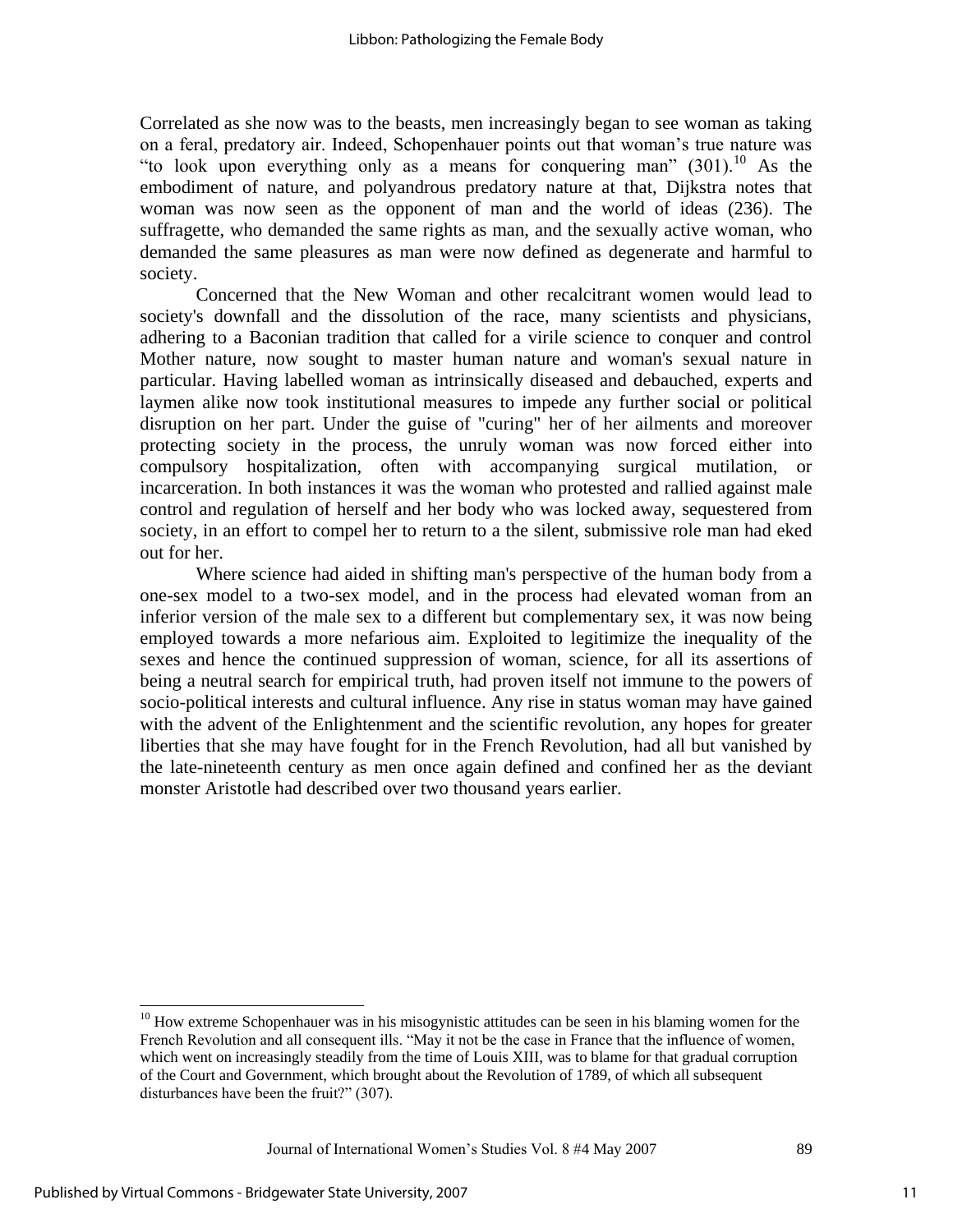Correlated as she now was to the beasts, men increasingly began to see woman as taking on a feral, predatory air. Indeed, Schopenhauer points out that woman's true nature was "to look upon everything only as a means for conquering man" (301).[10] As the embodiment of nature, and polyandrous predatory nature at that, Dijkstra notes that woman was now seen as the opponent of man and the world of ideas (236). The suffragette, who demanded the same rights as man, and the sexually active woman, who demanded the same pleasures as man were now defined as degenerate and harmful to society.

Concerned that the New Woman and other recalcitrant women would lead to society's downfall and the dissolution of the race, many scientists and physicians, adhering to a Baconian tradition that called for a virile science to conquer and control Mother nature, now sought to master human nature and woman's sexual nature in particular. Having labelled woman as intrinsically diseased and debauched, experts and laymen alike now took institutional measures to impede any further social or political disruption on her part. Under the guise of "curing" her of her ailments and moreover protecting society in the process, the unruly woman was now forced either into compulsory hospitalization, often with accompanying surgical mutilation, or incarceration. In both instances it was the woman who protested and rallied against male control and regulation of herself and her body who was locked away, sequestered from society, in an effort to compel her to return to a the silent, submissive role man had eked out for her.

Where science had aided in shifting man's perspective of the human body from a one-sex model to a two-sex model, and in the process had elevated woman from an inferior version of the male sex to a different but complementary sex, it was now being employed towards a more nefarious aim. Exploited to legitimize the inequality of the sexes and hence the continued suppression of woman, science, for all its assertions of being a neutral search for empirical truth, had proven itself not immune to the powers of socio-political interests and cultural influence. Any rise in status woman may have gained with the advent of the Enlightenment and the scientific revolution, any hopes for greater liberties that she may have fought for in the French Revolution, had all but vanished by the late-nineteenth century as men once again defined and confined her as the deviant monster Aristotle had described over two thousand years earlier.

---

[10] How extreme Schopenhauer was in his misogynistic attitudes can be seen in his blaming women for the French Revolution and all consequent ills. "May it not be the case in France that the influence of women, which went on increasingly steadily from the time of Louis XIII, was to blame for that gradual corruption of the Court and Government, which brought about the Revolution of 1789, of which all subsequent disturbances have been the fruit?" (307).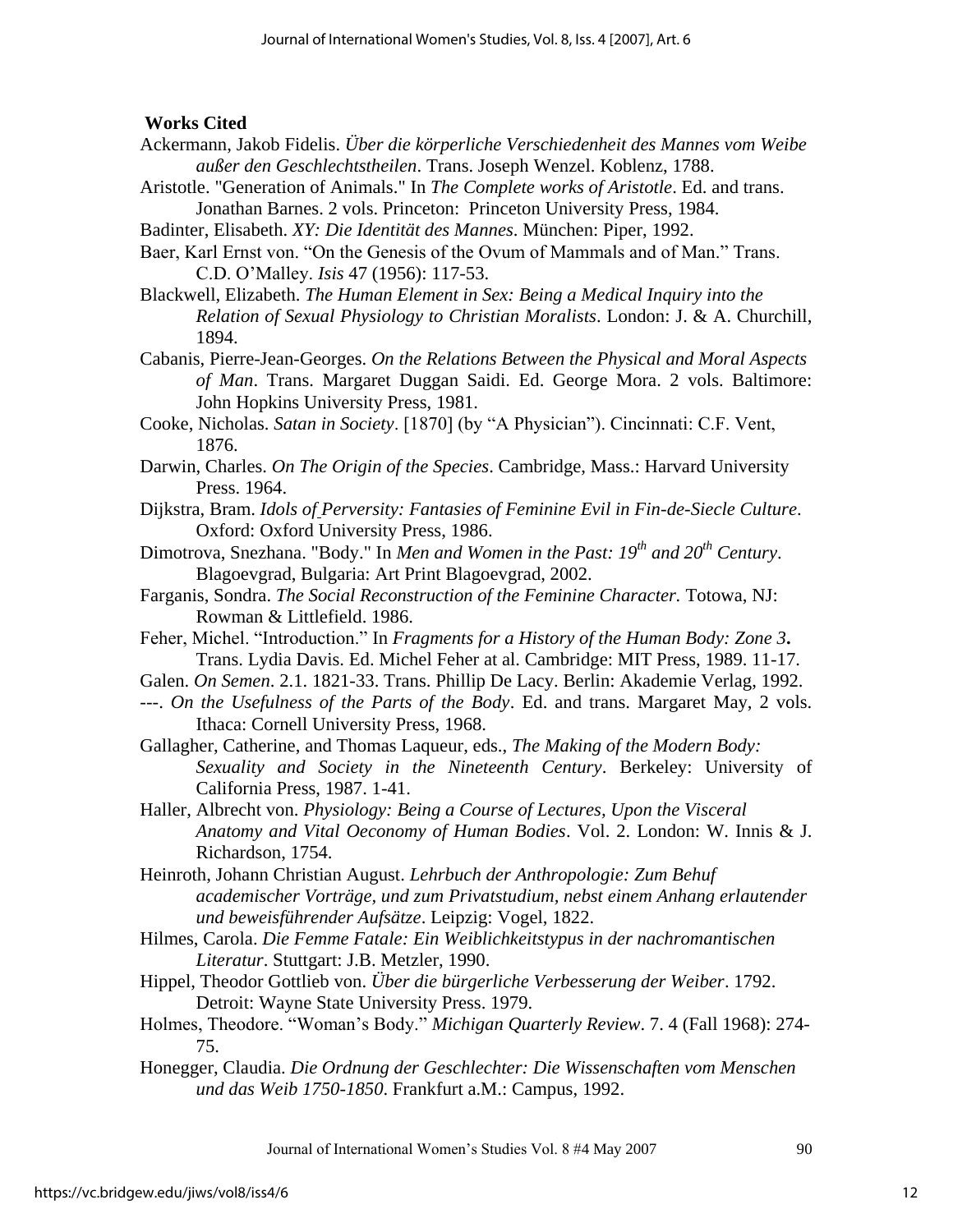**Works Cited**

Ackermann, Jakob Fidelis. *Über die körperliche Verschiedenheit des Mannes vom Weibe außer den Geschlechtstheilen*. Trans. Joseph Wenzel. Koblenz, 1788.

Aristotle. "Generation of Animals." In *The Complete works of Aristotle*. Ed. and trans. Jonathan Barnes. 2 vols. Princeton: Princeton University Press, 1984.

Badinter, Elisabeth. *XY: Die Identität des Mannes*. München: Piper, 1992.

Baer, Karl Ernst von. "On the Genesis of the Ovum of Mammals and of Man." Trans. C.D. O'Malley. *Isis* 47 (1956): 117-53.

Blackwell, Elizabeth. *The Human Element in Sex: Being a Medical Inquiry into the Relation of Sexual Physiology to Christian Moralists*. London: J. & A. Churchill, 1894.

Cabanis, Pierre-Jean-Georges. *On the Relations Between the Physical and Moral Aspects of Man*. Trans. Margaret Duggan Saidi. Ed. George Mora. 2 vols. Baltimore: John Hopkins University Press, 1981.

Cooke, Nicholas. *Satan in Society*. [1870] (by "A Physician"). Cincinnati: C.F. Vent, 1876.

Darwin, Charles. *On The Origin of the Species*. Cambridge, Mass.: Harvard University Press. 1964.

Dijkstra, Bram. *Idols of Perversity: Fantasies of Feminine Evil in Fin-de-Siecle Culture*. Oxford: Oxford University Press, 1986.

Dimotrova, Snezhana. "Body." In *Men and Women in the Past: 19th and 20th Century*. Blagoevgrad, Bulgaria: Art Print Blagoevgrad, 2002.

Farganis, Sondra. *The Social Reconstruction of the Feminine Character.* Totowa, NJ: Rowman & Littlefield. 1986.

Feher, Michel. "Introduction." In *Fragments for a History of the Human Body: Zone 3***.** Trans. Lydia Davis. Ed. Michel Feher at al. Cambridge: MIT Press, 1989. 11-17.

Galen. *On Semen*. 2.1. 1821-33. Trans. Phillip De Lacy. Berlin: Akademie Verlag, 1992.

---. *On the Usefulness of the Parts of the Body*. Ed. and trans. Margaret May, 2 vols. Ithaca: Cornell University Press, 1968.

Gallagher, Catherine, and Thomas Laqueur, eds., *The Making of the Modern Body: Sexuality and Society in the Nineteenth Century*. Berkeley: University of California Press, 1987. 1-41.

Haller, Albrecht von. *Physiology: Being a Course of Lectures, Upon the Visceral Anatomy and Vital Oeconomy of Human Bodies*. Vol. 2. London: W. Innis & J. Richardson, 1754.

Heinroth, Johann Christian August. *Lehrbuch der Anthropologie: Zum Behuf academischer Vorträge, und zum Privatstudium, nebst einem Anhang erlautender und beweisführender Aufsätze*. Leipzig: Vogel, 1822.

Hilmes, Carola. *Die Femme Fatale: Ein Weiblichkeitstypus in der nachromantischen Literatur*. Stuttgart: J.B. Metzler, 1990.

Hippel, Theodor Gottlieb von. *Über die bürgerliche Verbesserung der Weiber*. 1792. Detroit: Wayne State University Press. 1979.

Holmes, Theodore. "Woman's Body." *Michigan Quarterly Review*. 7. 4 (Fall 1968): 274-75.

Honegger, Claudia. *Die Ordnung der Geschlechter: Die Wissenschaften vom Menschen und das Weib 1750-1850*. Frankfurt a.M.: Campus, 1992.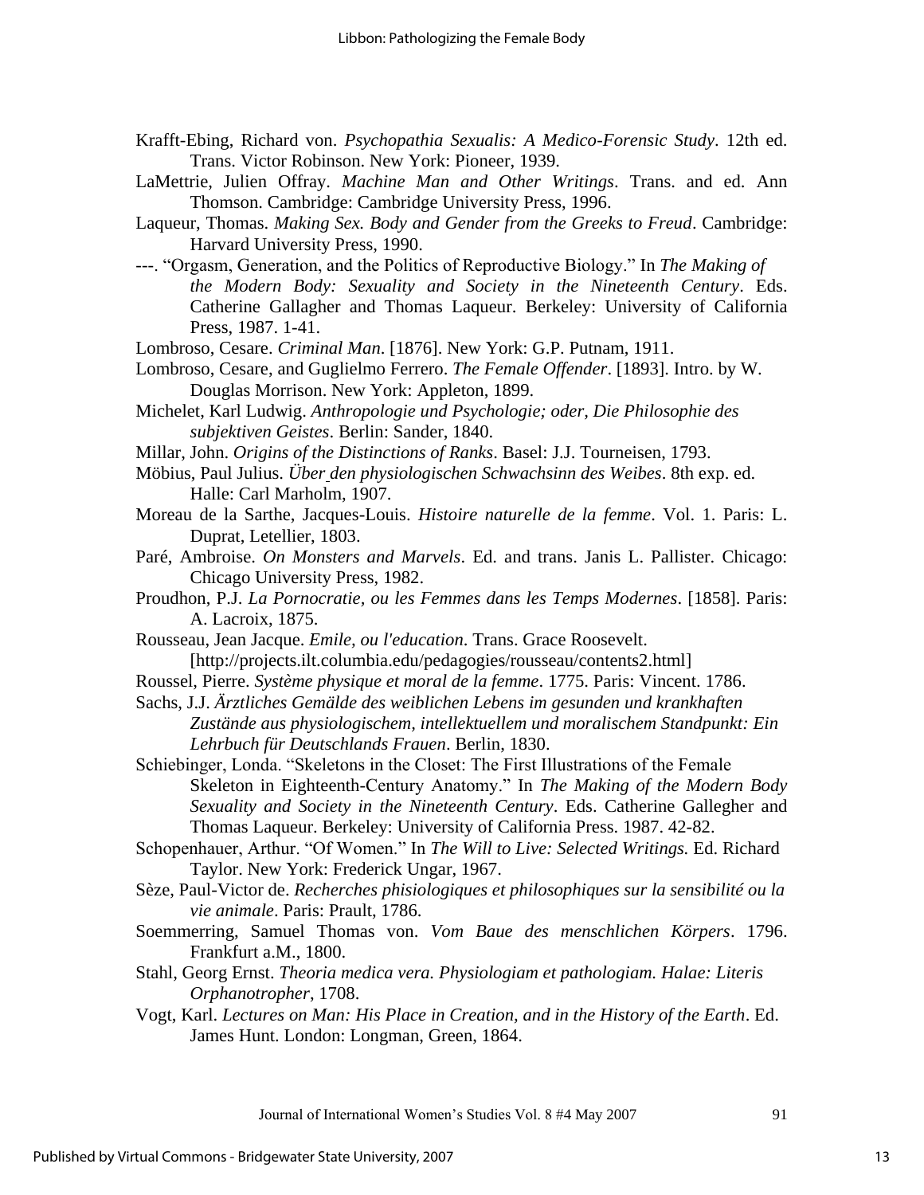Krafft-Ebing, Richard von. *Psychopathia Sexualis: A Medico-Forensic Study*. 12th ed. Trans. Victor Robinson. New York: Pioneer, 1939.

LaMettrie, Julien Offray. *Machine Man and Other Writings*. Trans. and ed. Ann Thomson. Cambridge: Cambridge University Press, 1996.

Laqueur, Thomas. *Making Sex. Body and Gender from the Greeks to Freud*. Cambridge: Harvard University Press, 1990.

---. "Orgasm, Generation, and the Politics of Reproductive Biology." In *The Making of the Modern Body: Sexuality and Society in the Nineteenth Century*. Eds. Catherine Gallagher and Thomas Laqueur. Berkeley: University of California Press, 1987. 1-41.

Lombroso, Cesare. *Criminal Man*. [1876]. New York: G.P. Putnam, 1911.

Lombroso, Cesare, and Guglielmo Ferrero. *The Female Offender*. [1893]. Intro. by W. Douglas Morrison. New York: Appleton, 1899.

Michelet, Karl Ludwig. *Anthropologie und Psychologie; oder, Die Philosophie des subjektiven Geistes*. Berlin: Sander, 1840.

Millar, John. *Origins of the Distinctions of Ranks*. Basel: J.J. Tourneisen, 1793.

Möbius, Paul Julius. *Über den physiologischen Schwachsinn des Weibes*. 8th exp. ed. Halle: Carl Marholm, 1907.

Moreau de la Sarthe, Jacques-Louis. *Histoire naturelle de la femme*. Vol. 1. Paris: L. Duprat, Letellier, 1803.

Paré, Ambroise. *On Monsters and Marvels*. Ed. and trans. Janis L. Pallister. Chicago: Chicago University Press, 1982.

Proudhon, P.J. *La Pornocratie, ou les Femmes dans les Temps Modernes*. [1858]. Paris: A. Lacroix, 1875.

Rousseau, Jean Jacque. *Emile, ou l'education*. Trans. Grace Roosevelt. [http://projects.ilt.columbia.edu/pedagogies/rousseau/contents2.html]

Roussel, Pierre. *Système physique et moral de la femme*. 1775. Paris: Vincent. 1786.

Sachs, J.J. *Ärztliches Gemälde des weiblichen Lebens im gesunden und krankhaften Zustände aus physiologischem, intellektuellem und moralischem Standpunkt: Ein Lehrbuch für Deutschlands Frauen*. Berlin, 1830.

Schiebinger, Londa. "Skeletons in the Closet: The First Illustrations of the Female Skeleton in Eighteenth-Century Anatomy." In *The Making of the Modern Body Sexuality and Society in the Nineteenth Century*. Eds. Catherine Gallegher and Thomas Laqueur. Berkeley: University of California Press. 1987. 42-82.

Schopenhauer, Arthur. "Of Women." In *The Will to Live: Selected Writings.* Ed. Richard Taylor. New York: Frederick Ungar, 1967.

Sèze, Paul-Victor de. *Recherches phisiologiques et philosophiques sur la sensibilité ou la vie animale*. Paris: Prault, 1786.

Soemmerring, Samuel Thomas von. *Vom Baue des menschlichen Körpers*. 1796. Frankfurt a.M., 1800.

Stahl, Georg Ernst. *Theoria medica vera. Physiologiam et pathologiam. Halae: Literis Orphanotropher*, 1708.

Vogt, Karl. *Lectures on Man: His Place in Creation, and in the History of the Earth*. Ed. James Hunt. London: Longman, Green, 1864.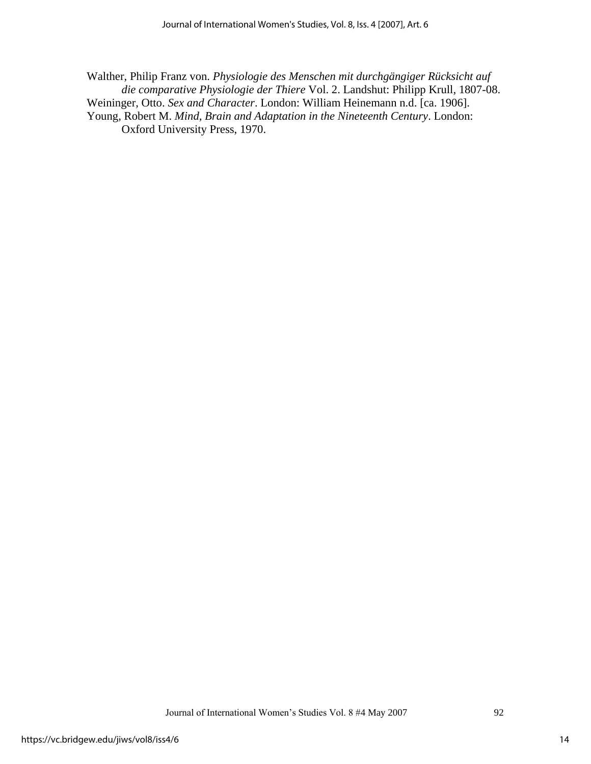Walther, Philip Franz von. *Physiologie des Menschen mit durchgängiger Rücksicht auf die comparative Physiologie der Thiere* Vol. 2. Landshut: Philipp Krull, 1807-08.

Weininger, Otto. *Sex and Character*. London: William Heinemann n.d. [ca. 1906].

Young, Robert M. *Mind, Brain and Adaptation in the Nineteenth Century*. London: Oxford University Press, 1970.